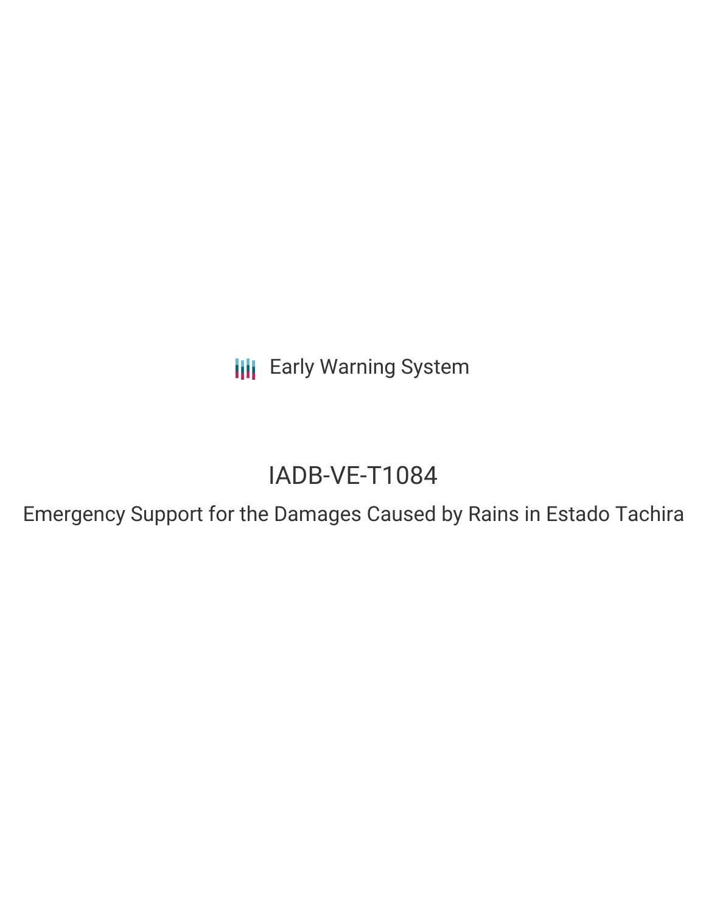Early Warning System

# IADB-VE-T1084

## Emergency Support for the Damages Caused by Rains in Estado Tachira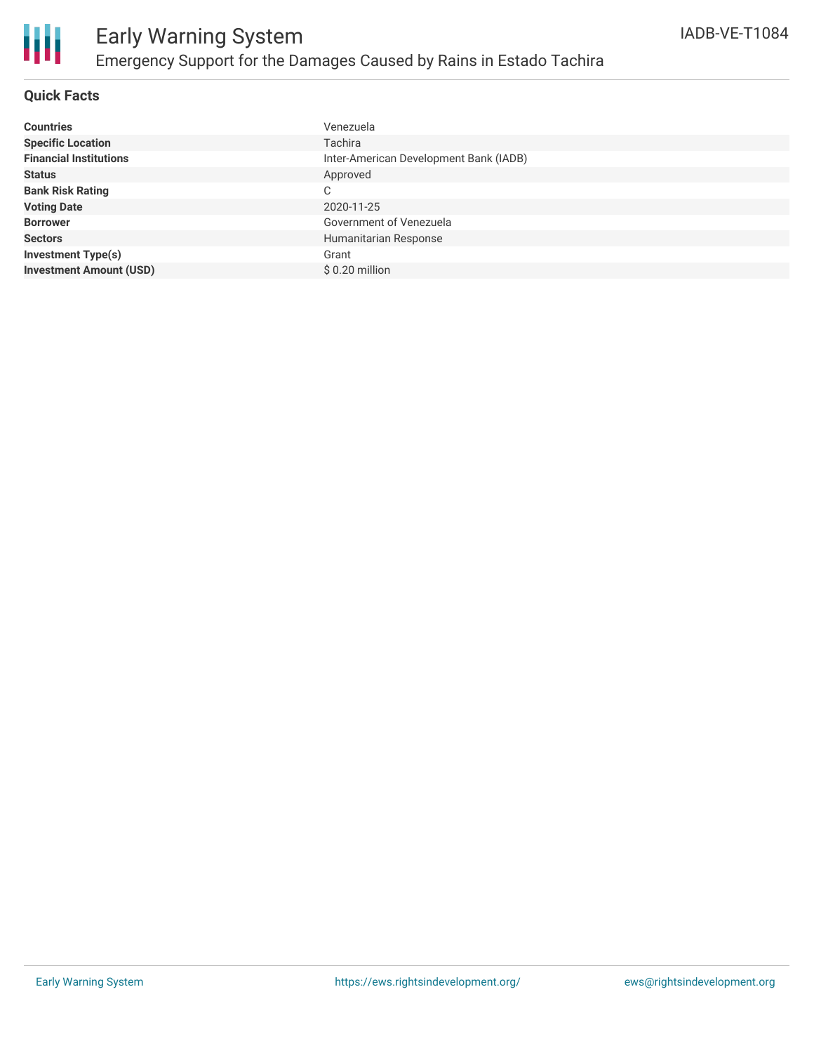# Early Warning System

## Emergency Support for the Damages Caused by Rains in Estado Tachira

IADB-VE-T1084

### Quick Facts

| | |
|---|---|
| **Countries** | Venezuela |
| **Specific Location** | Tachira |
| **Financial Institutions** | Inter-American Development Bank (IADB) |
| **Status** | Approved |
| **Bank Risk Rating** | C |
| **Voting Date** | 2020-11-25 |
| **Borrower** | Government of Venezuela |
| **Sectors** | Humanitarian Response |
| **Investment Type(s)** | Grant |
| **Investment Amount (USD)** | $ 0.20 million |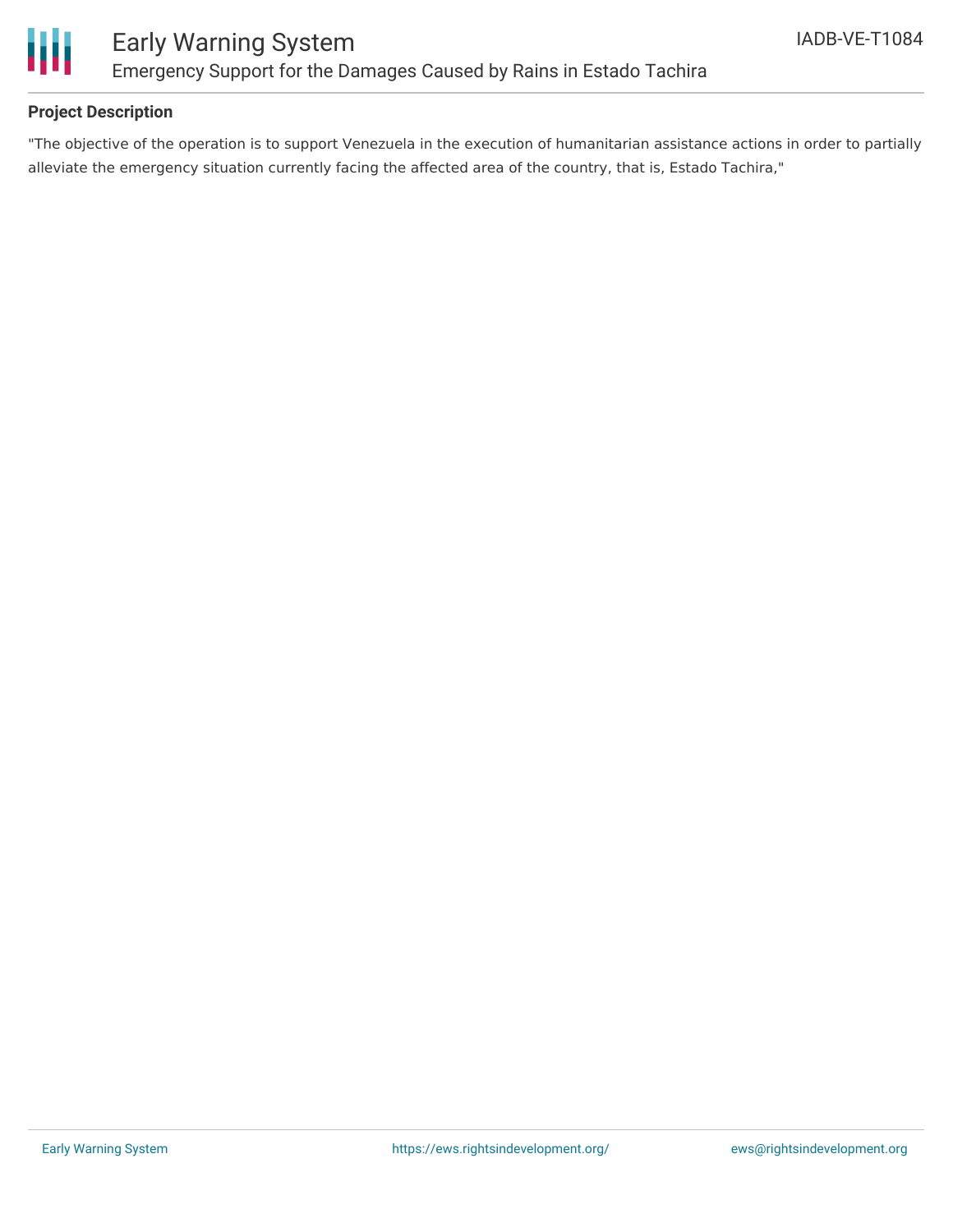**Project Description**

"The objective of the operation is to support Venezuela in the execution of humanitarian assistance actions in order to partially alleviate the emergency situation currently facing the affected area of the country, that is, Estado Tachira,"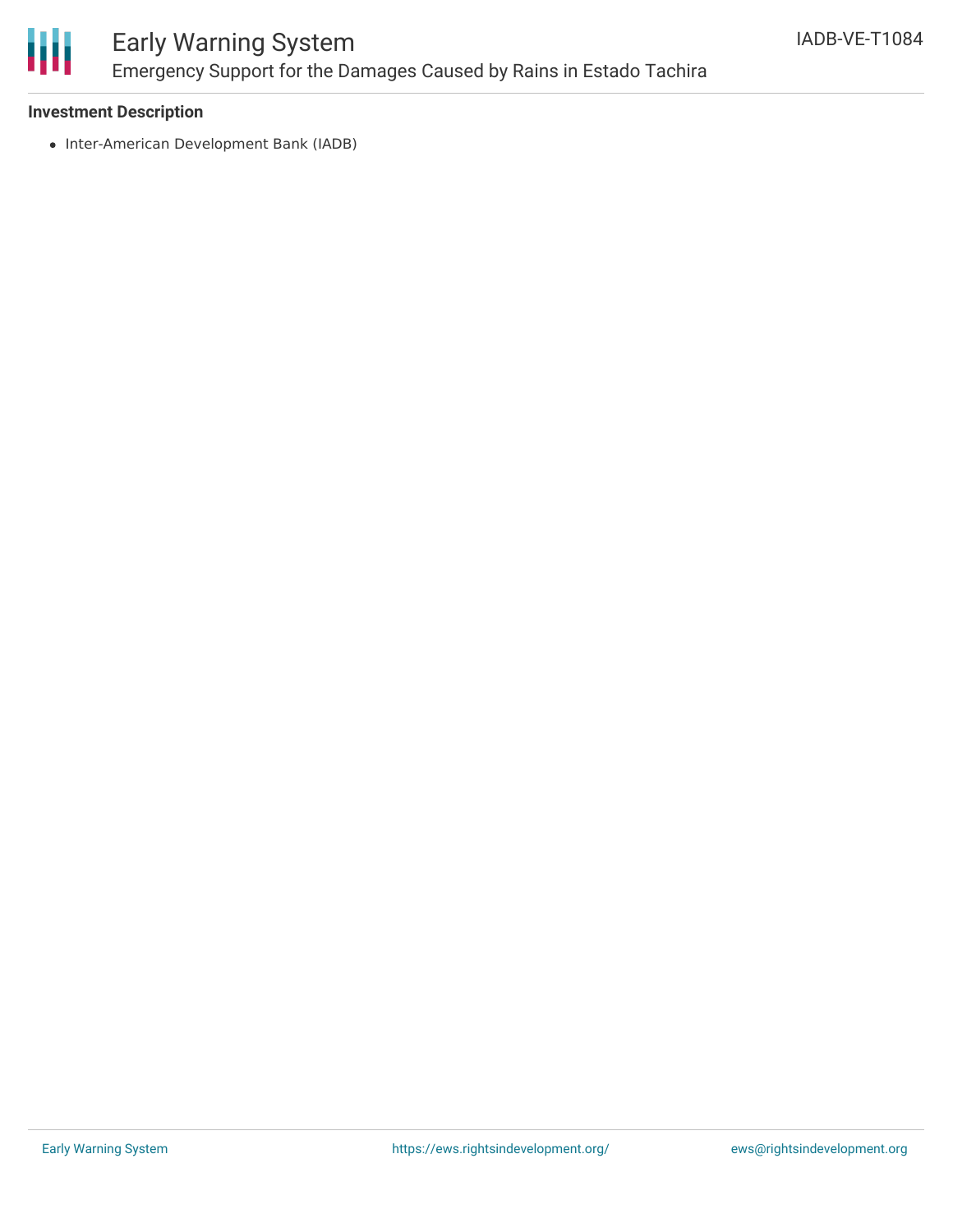**Investment Description**

- Inter-American Development Bank (IADB)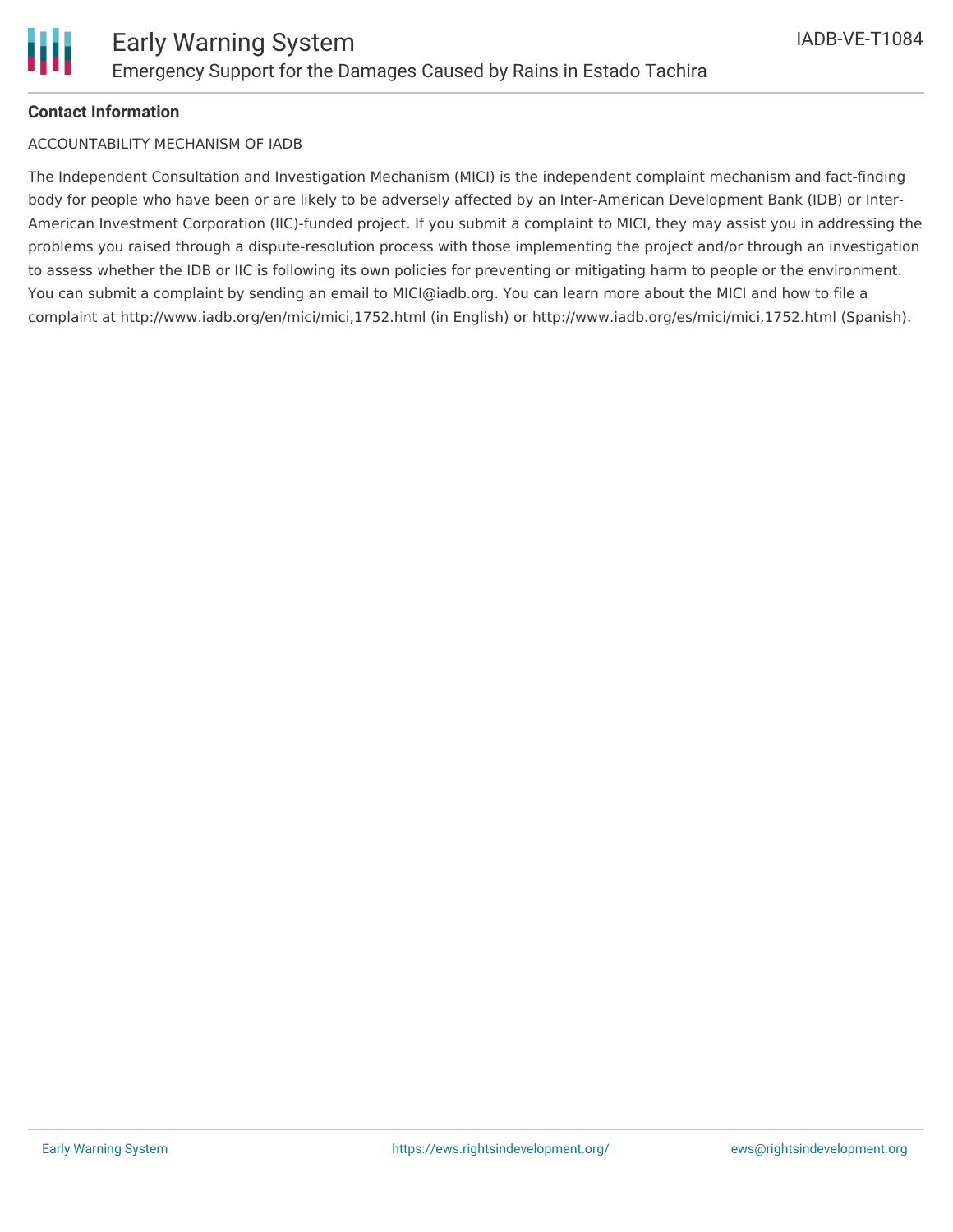**Contact Information**

ACCOUNTABILITY MECHANISM OF IADB

The Independent Consultation and Investigation Mechanism (MICI) is the independent complaint mechanism and fact-finding body for people who have been or are likely to be adversely affected by an Inter-American Development Bank (IDB) or Inter-American Investment Corporation (IIC)-funded project. If you submit a complaint to MICI, they may assist you in addressing the problems you raised through a dispute-resolution process with those implementing the project and/or through an investigation to assess whether the IDB or IIC is following its own policies for preventing or mitigating harm to people or the environment. You can submit a complaint by sending an email to MICI@iadb.org. You can learn more about the MICI and how to file a complaint at http://www.iadb.org/en/mici/mici,1752.html (in English) or http://www.iadb.org/es/mici/mici,1752.html (Spanish).